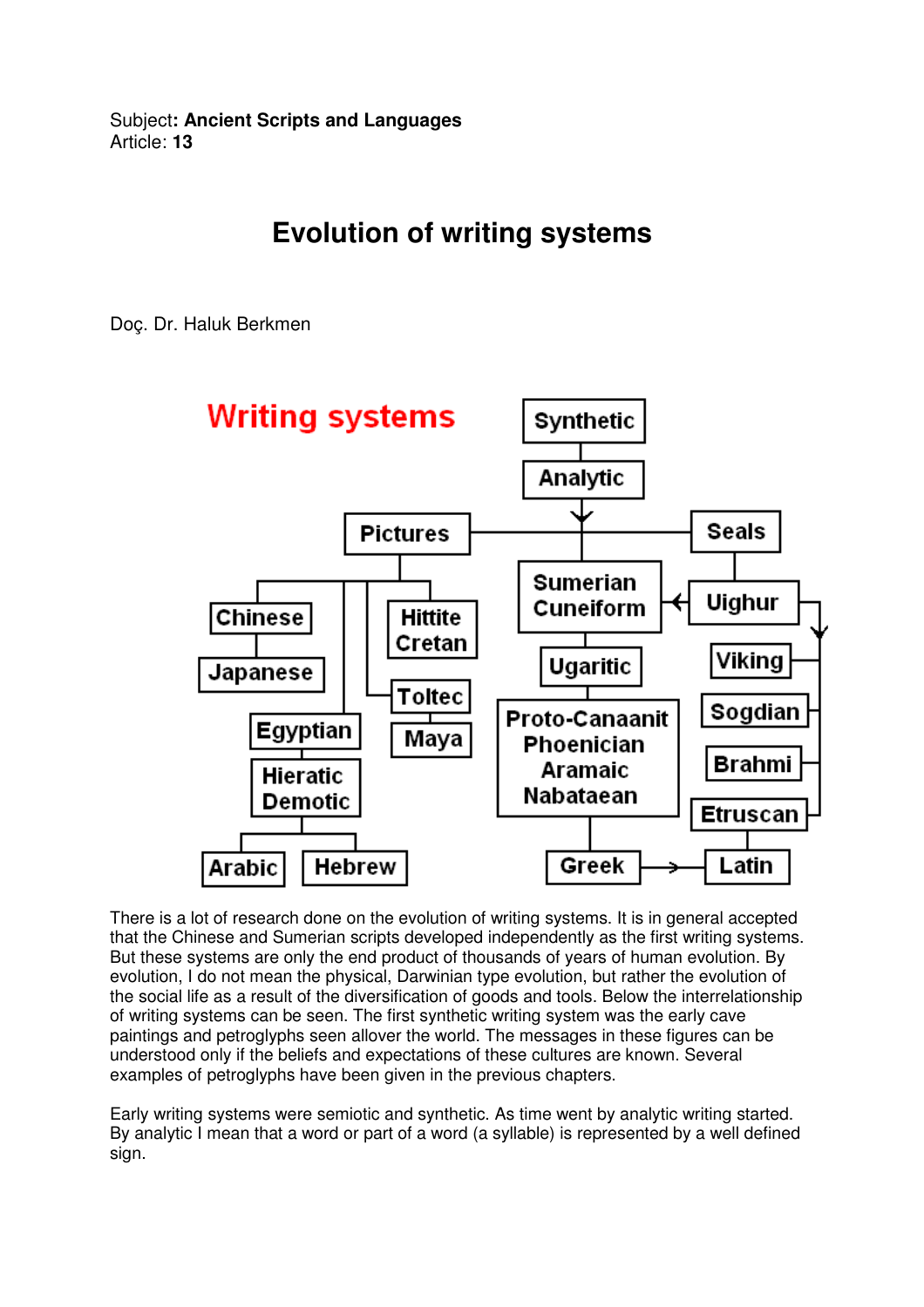Subject**: Ancient Scripts and Languages**
Article: **13**

# Evolution of writing systems

Doç. Dr. Haluk Berkmen

Writing systems

Synthetic
Analytic
Pictures
Seals
Chinese
Japanese
Hittite
Cretan
Toltec
Maya
Egyptian
Hieratic
Demotic
Arabic
Hebrew
Sumerian
Cuneiform
Uighur
Ugaritic
Viking
Sogdian
Proto-Canaanit
Phoenician
Aramaic
Nabataean
Brahmi
Etruscan
Greek
Latin

There is a lot of research done on the evolution of writing systems. It is in general accepted that the Chinese and Sumerian scripts developed independently as the first writing systems. But these systems are only the end product of thousands of years of human evolution. By evolution, I do not mean the physical, Darwinian type evolution, but rather the evolution of the social life as a result of the diversification of goods and tools. Below the interrelationship of writing systems can be seen. The first synthetic writing system was the early cave paintings and petroglyphs seen allover the world. The messages in these figures can be understood only if the beliefs and expectations of these cultures are known. Several examples of petroglyphs have been given in the previous chapters.

Early writing systems were semiotic and synthetic. As time went by analytic writing started. By analytic I mean that a word or part of a word (a syllable) is represented by a well defined sign.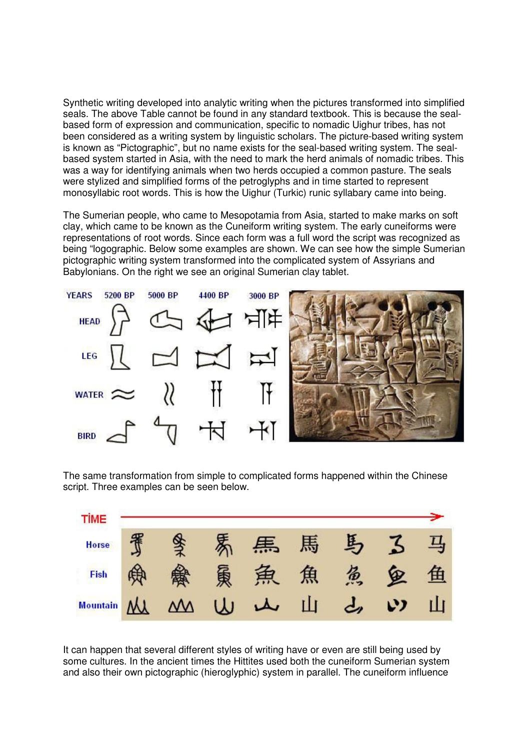Synthetic writing developed into analytic writing when the pictures transformed into simplified seals. The above Table cannot be found in any standard textbook. This is because the seal-based form of expression and communication, specific to nomadic Uighur tribes, has not been considered as a writing system by linguistic scholars. The picture-based writing system is known as "Pictographic", but no name exists for the seal-based writing system. The seal-based system started in Asia, with the need to mark the herd animals of nomadic tribes. This was a way for identifying animals when two herds occupied a common pasture. The seals were stylized and simplified forms of the petroglyphs and in time started to represent monosyllabic root words. This is how the Uighur (Turkic) runic syllabary came into being.

The Sumerian people, who came to Mesopotamia from Asia, started to make marks on soft clay, which came to be known as the Cuneiform writing system. The early cuneiforms were representations of root words. Since each form was a full word the script was recognized as being "logographic. Below some examples are shown. We can see how the simple Sumerian pictographic writing system transformed into the complicated system of Assyrians and Babylonians. On the right we see an original Sumerian clay tablet.

YEARS 5200 BP 5000 BP 4400 BP 3000 BP

HEAD

LEG

WATER

BIRD

The same transformation from simple to complicated forms happened within the Chinese script. Three examples can be seen below.

TİME

Horse

Fish

Mountain

It can happen that several different styles of writing have or even are still being used by some cultures. In the ancient times the Hittites used both the cuneiform Sumerian system and also their own pictographic (hieroglyphic) system in parallel. The cuneiform influence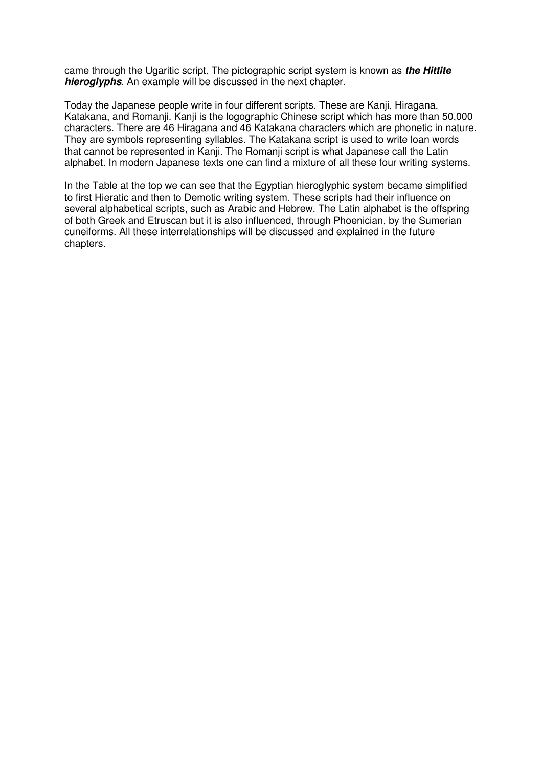came through the Ugaritic script. The pictographic script system is known as ***the Hittite hieroglyphs***. An example will be discussed in the next chapter.

Today the Japanese people write in four different scripts. These are Kanji, Hiragana, Katakana, and Romanji. Kanji is the logographic Chinese script which has more than 50,000 characters. There are 46 Hiragana and 46 Katakana characters which are phonetic in nature. They are symbols representing syllables. The Katakana script is used to write loan words that cannot be represented in Kanji. The Romanji script is what Japanese call the Latin alphabet. In modern Japanese texts one can find a mixture of all these four writing systems.

In the Table at the top we can see that the Egyptian hieroglyphic system became simplified to first Hieratic and then to Demotic writing system. These scripts had their influence on several alphabetical scripts, such as Arabic and Hebrew. The Latin alphabet is the offspring of both Greek and Etruscan but it is also influenced, through Phoenician, by the Sumerian cuneiforms. All these interrelationships will be discussed and explained in the future chapters.